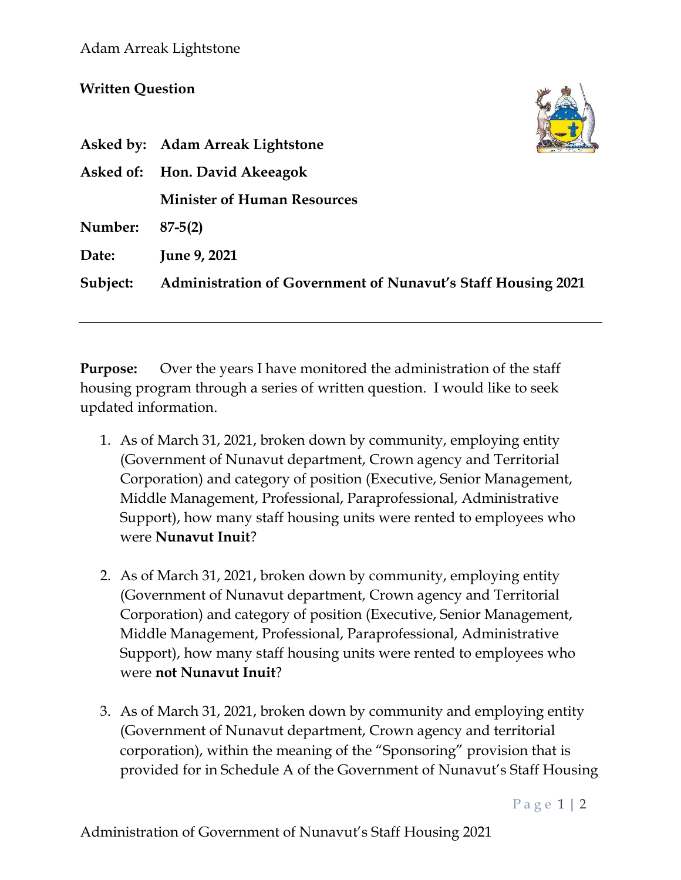Adam Arreak Lightstone

**Written Question**

**Asked by:** **Adam Arreak Lightstone**

**Asked of:** **Hon. David Akeeagok**

**Minister of Human Resources**

**Number:** **87-5(2)**

**Date:** **June 9, 2021**

**Subject:** **Administration of Government of Nunavut's Staff Housing 2021**

---

**Purpose:** Over the years I have monitored the administration of the staff housing program through a series of written question. I would like to seek updated information.

1. As of March 31, 2021, broken down by community, employing entity (Government of Nunavut department, Crown agency and Territorial Corporation) and category of position (Executive, Senior Management, Middle Management, Professional, Paraprofessional, Administrative Support), how many staff housing units were rented to employees who were **Nunavut Inuit**?

2. As of March 31, 2021, broken down by community, employing entity (Government of Nunavut department, Crown agency and Territorial Corporation) and category of position (Executive, Senior Management, Middle Management, Professional, Paraprofessional, Administrative Support), how many staff housing units were rented to employees who were **not Nunavut Inuit**?

3. As of March 31, 2021, broken down by community and employing entity (Government of Nunavut department, Crown agency and territorial corporation), within the meaning of the "Sponsoring" provision that is provided for in Schedule A of the Government of Nunavut's Staff Housing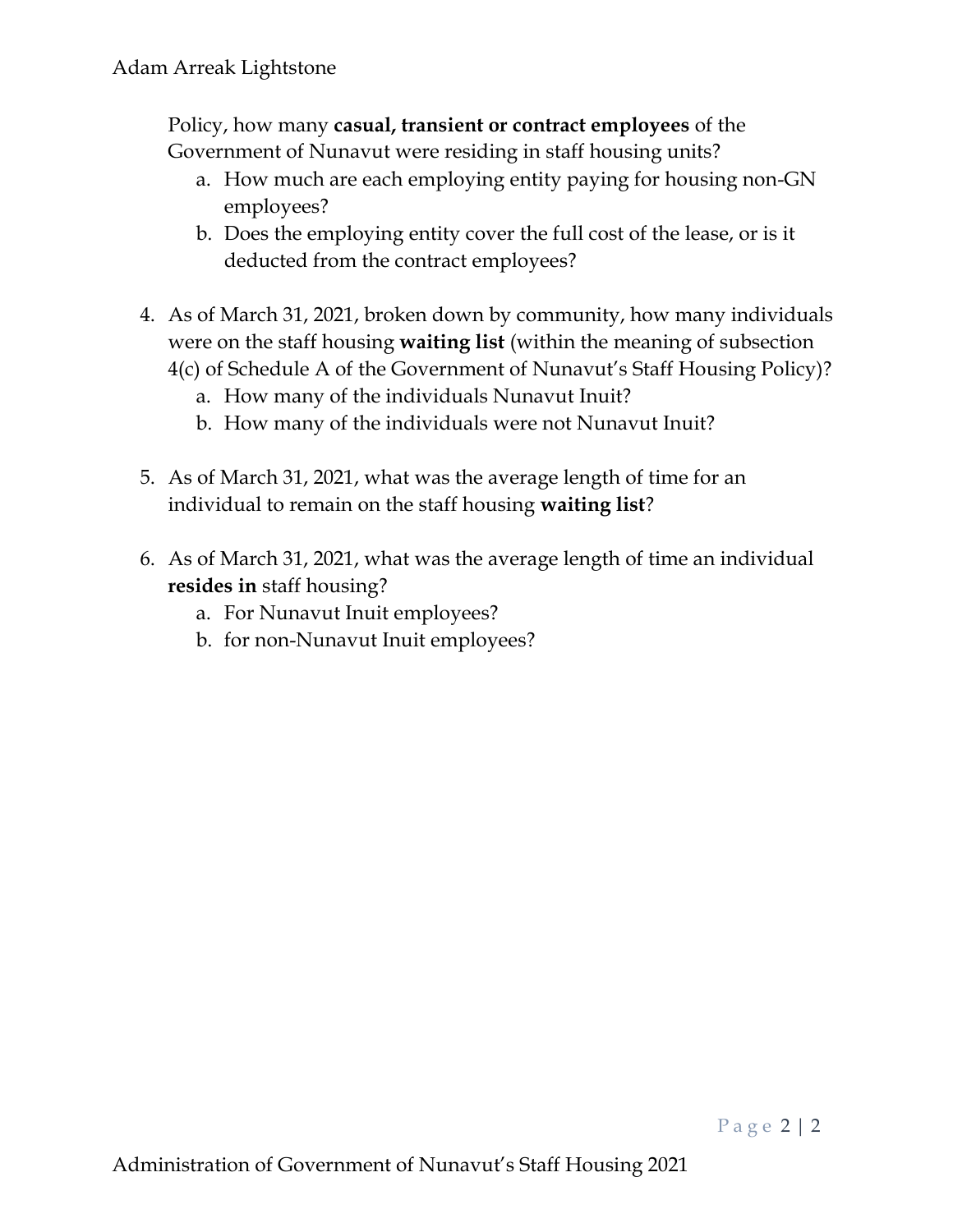Policy, how many **casual, transient or contract employees** of the Government of Nunavut were residing in staff housing units?

   a. How much are each employing entity paying for housing non-GN employees?
   b. Does the employing entity cover the full cost of the lease, or is it deducted from the contract employees?

4. As of March 31, 2021, broken down by community, how many individuals were on the staff housing **waiting list** (within the meaning of subsection 4(c) of Schedule A of the Government of Nunavut's Staff Housing Policy)?
   a. How many of the individuals Nunavut Inuit?
   b. How many of the individuals were not Nunavut Inuit?

5. As of March 31, 2021, what was the average length of time for an individual to remain on the staff housing **waiting list**?

6. As of March 31, 2021, what was the average length of time an individual **resides in** staff housing?
   a. For Nunavut Inuit employees?
   b. for non-Nunavut Inuit employees?